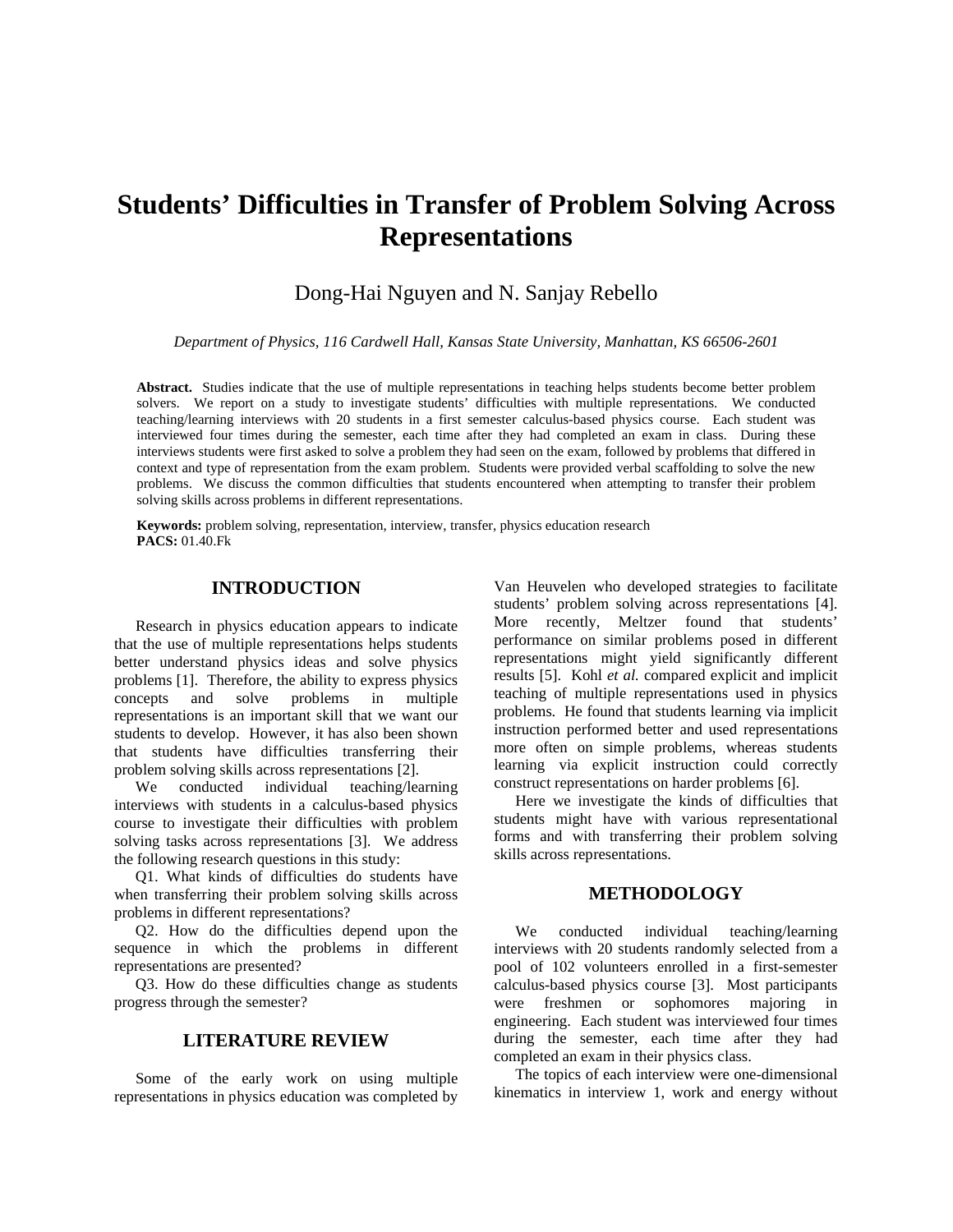# Students' Difficulties in Transfer of Problem Solving Across Representations

Dong-Hai Nguyen and N. Sanjay Rebello

*Department of Physics, 116 Cardwell Hall, Kansas State University, Manhattan, KS 66506-2601*

**Abstract.** Studies indicate that the use of multiple representations in teaching helps students become better problem solvers. We report on a study to investigate students' difficulties with multiple representations. We conducted teaching/learning interviews with 20 students in a first semester calculus-based physics course. Each student was interviewed four times during the semester, each time after they had completed an exam in class. During these interviews students were first asked to solve a problem they had seen on the exam, followed by problems that differed in context and type of representation from the exam problem. Students were provided verbal scaffolding to solve the new problems. We discuss the common difficulties that students encountered when attempting to transfer their problem solving skills across problems in different representations.

**Keywords:** problem solving, representation, interview, transfer, physics education research
**PACS:** 01.40.Fk

## INTRODUCTION

Research in physics education appears to indicate that the use of multiple representations helps students better understand physics ideas and solve physics problems [1]. Therefore, the ability to express physics concepts and solve problems in multiple representations is an important skill that we want our students to develop. However, it has also been shown that students have difficulties transferring their problem solving skills across representations [2].

We conducted individual teaching/learning interviews with students in a calculus-based physics course to investigate their difficulties with problem solving tasks across representations [3]. We address the following research questions in this study:

Q1. What kinds of difficulties do students have when transferring their problem solving skills across problems in different representations?

Q2. How do the difficulties depend upon the sequence in which the problems in different representations are presented?

Q3. How do these difficulties change as students progress through the semester?

## LITERATURE REVIEW

Some of the early work on using multiple representations in physics education was completed by Van Heuvelen who developed strategies to facilitate students' problem solving across representations [4]. More recently, Meltzer found that students' performance on similar problems posed in different representations might yield significantly different results [5]. Kohl *et al.* compared explicit and implicit teaching of multiple representations used in physics problems. He found that students learning via implicit instruction performed better and used representations more often on simple problems, whereas students learning via explicit instruction could correctly construct representations on harder problems [6].

Here we investigate the kinds of difficulties that students might have with various representational forms and with transferring their problem solving skills across representations.

## METHODOLOGY

We conducted individual teaching/learning interviews with 20 students randomly selected from a pool of 102 volunteers enrolled in a first-semester calculus-based physics course [3]. Most participants were freshmen or sophomores majoring in engineering. Each student was interviewed four times during the semester, each time after they had completed an exam in their physics class.

The topics of each interview were one-dimensional kinematics in interview 1, work and energy without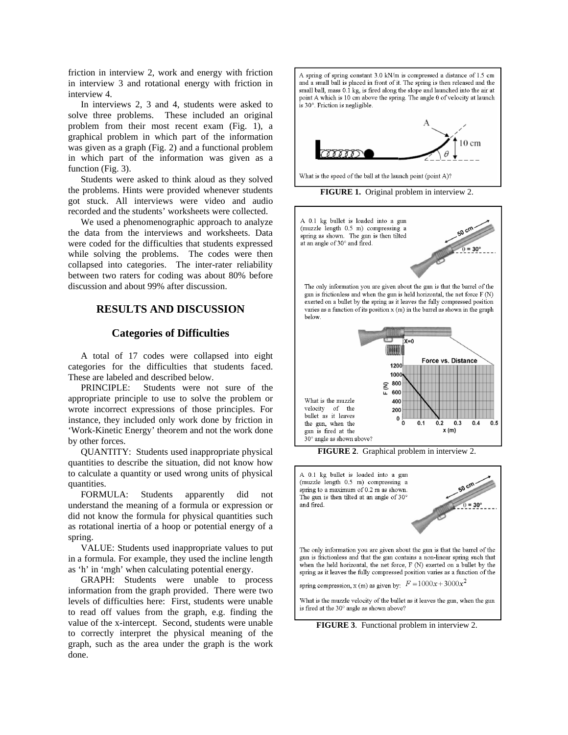friction in interview 2, work and energy with friction in interview 3 and rotational energy with friction in interview 4.

In interviews 2, 3 and 4, students were asked to solve three problems. These included an original problem from their most recent exam (Fig. 1), a graphical problem in which part of the information was given as a graph (Fig. 2) and a functional problem in which part of the information was given as a function (Fig. 3).

Students were asked to think aloud as they solved the problems. Hints were provided whenever students got stuck. All interviews were video and audio recorded and the students' worksheets were collected.

We used a phenomenographic approach to analyze the data from the interviews and worksheets. Data were coded for the difficulties that students expressed while solving the problems. The codes were then collapsed into categories. The inter-rater reliability between two raters for coding was about 80% before discussion and about 99% after discussion.

## RESULTS AND DISCUSSION

### Categories of Difficulties

A total of 17 codes were collapsed into eight categories for the difficulties that students faced. These are labeled and described below.

PRINCIPLE: Students were not sure of the appropriate principle to use to solve the problem or wrote incorrect expressions of those principles. For instance, they included only work done by friction in 'Work-Kinetic Energy' theorem and not the work done by other forces.

QUANTITY: Students used inappropriate physical quantities to describe the situation, did not know how to calculate a quantity or used wrong units of physical quantities.

FORMULA: Students apparently did not understand the meaning of a formula or expression or did not know the formula for physical quantities such as rotational inertia of a hoop or potential energy of a spring.

VALUE: Students used inappropriate values to put in a formula. For example, they used the incline length as 'h' in 'mgh' when calculating potential energy.

GRAPH: Students were unable to process information from the graph provided. There were two levels of difficulties here: First, students were unable to read off values from the graph, e.g. finding the value of the x-intercept. Second, students were unable to correctly interpret the physical meaning of the graph, such as the area under the graph is the work done.

A spring of spring constant 3.0 kN/m is compressed a distance of 1.5 cm and a small ball is placed in front of it. The spring is then released and the small ball, mass 0.1 kg, is fired along the slope and launched into the air at point A which is 10 cm above the spring. The angle θ of velocity at launch is 30°. Friction is negligible.

What is the speed of the ball at the launch point (point A)?

**FIGURE 1.** Original problem in interview 2.

A 0.1 kg bullet is loaded into a gun (muzzle length 0.5 m) compressing a spring as shown. The gun is then tilted at an angle of 30° and fired.

The only information you are given about the gun is that the barrel of the gun is frictionless and when the gun is held horizontal, the net force F (N) exerted on a bullet by the spring as it leaves the fully compressed position varies as a function of its position x (m) in the barrel as shown in the graph below.

What is the muzzle velocity of the bullet as it leaves the gun, when the gun is fired at the 30° angle as shown above?

**FIGURE 2**. Graphical problem in interview 2.

A 0.1 kg bullet is loaded into a gun (muzzle length 0.5 m) compressing a spring to a maximum of 0.2 m as shown. The gun is then tilted at an angle of 30° and fired.

The only information you are given about the gun is that the barrel of the gun is frictionless and that the gun contains a non-linear spring such that when the held horizontal, the net force, F (N) exerted on a bullet by the spring as it leaves the fully compressed position varies as a function of the spring compression, x (m) as given by: $F = 1000x + 3000x^2$

What is the muzzle velocity of the bullet as it leaves the gun, when the gun is fired at the 30° angle as shown above?

**FIGURE 3**. Functional problem in interview 2.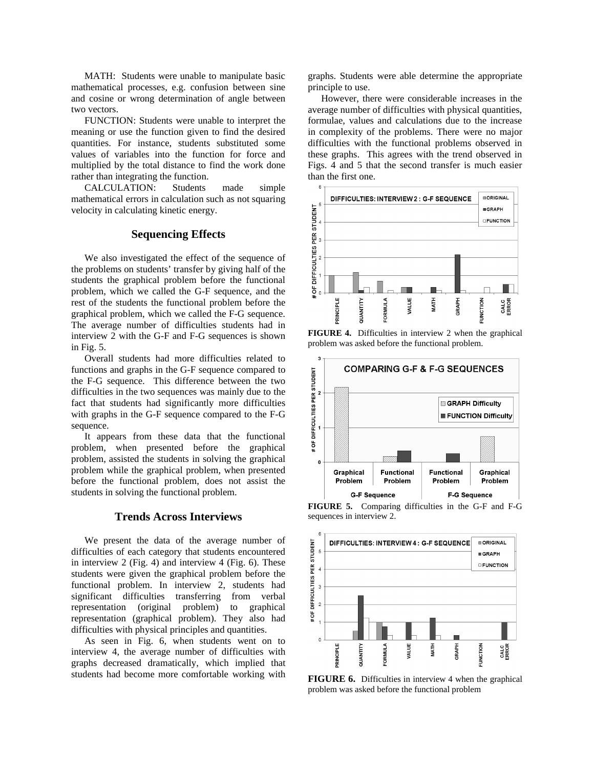MATH: Students were unable to manipulate basic mathematical processes, e.g. confusion between sine and cosine or wrong determination of angle between two vectors.

FUNCTION: Students were unable to interpret the meaning or use the function given to find the desired quantities. For instance, students substituted some values of variables into the function for force and multiplied by the total distance to find the work done rather than integrating the function.

CALCULATION: Students made simple mathematical errors in calculation such as not squaring velocity in calculating kinetic energy.

## Sequencing Effects

We also investigated the effect of the sequence of the problems on students' transfer by giving half of the students the graphical problem before the functional problem, which we called the G-F sequence, and the rest of the students the functional problem before the graphical problem, which we called the F-G sequence. The average number of difficulties students had in interview 2 with the G-F and F-G sequences is shown in Fig. 5.

Overall students had more difficulties related to functions and graphs in the G-F sequence compared to the F-G sequence. This difference between the two difficulties in the two sequences was mainly due to the fact that students had significantly more difficulties with graphs in the G-F sequence compared to the F-G sequence.

It appears from these data that the functional problem, when presented before the graphical problem, assisted the students in solving the graphical problem while the graphical problem, when presented before the functional problem, does not assist the students in solving the functional problem.

## Trends Across Interviews

We present the data of the average number of difficulties of each category that students encountered in interview 2 (Fig. 4) and interview 4 (Fig. 6). These students were given the graphical problem before the functional problem. In interview 2, students had significant difficulties transferring from verbal representation (original problem) to graphical representation (graphical problem). They also had difficulties with physical principles and quantities.

As seen in Fig. 6, when students went on to interview 4, the average number of difficulties with graphs decreased dramatically, which implied that students had become more comfortable working with graphs. Students were able determine the appropriate principle to use.

However, there were considerable increases in the average number of difficulties with physical quantities, formulae, values and calculations due to the increase in complexity of the problems. There were no major difficulties with the functional problems observed in these graphs. This agrees with the trend observed in Figs. 4 and 5 that the second transfer is much easier than the first one.

**FIGURE 4.** Difficulties in interview 2 when the graphical problem was asked before the functional problem.

**FIGURE 5.** Comparing difficulties in the G-F and F-G sequences in interview 2.

**FIGURE 6.** Difficulties in interview 4 when the graphical problem was asked before the functional problem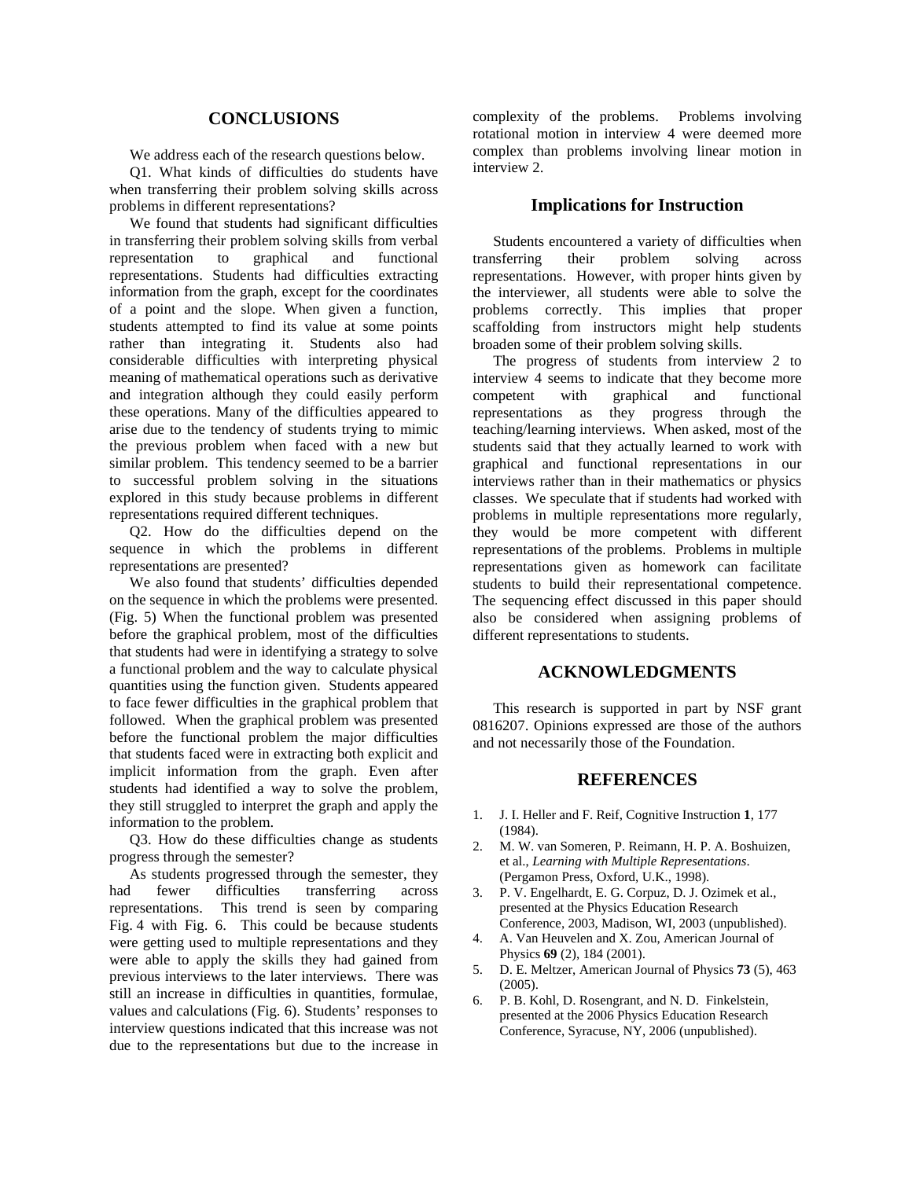## CONCLUSIONS

We address each of the research questions below.

Q1. What kinds of difficulties do students have when transferring their problem solving skills across problems in different representations?

We found that students had significant difficulties in transferring their problem solving skills from verbal representation to graphical and functional representations. Students had difficulties extracting information from the graph, except for the coordinates of a point and the slope. When given a function, students attempted to find its value at some points rather than integrating it. Students also had considerable difficulties with interpreting physical meaning of mathematical operations such as derivative and integration although they could easily perform these operations. Many of the difficulties appeared to arise due to the tendency of students trying to mimic the previous problem when faced with a new but similar problem. This tendency seemed to be a barrier to successful problem solving in the situations explored in this study because problems in different representations required different techniques.

Q2. How do the difficulties depend on the sequence in which the problems in different representations are presented?

We also found that students' difficulties depended on the sequence in which the problems were presented. (Fig. 5) When the functional problem was presented before the graphical problem, most of the difficulties that students had were in identifying a strategy to solve a functional problem and the way to calculate physical quantities using the function given. Students appeared to face fewer difficulties in the graphical problem that followed. When the graphical problem was presented before the functional problem the major difficulties that students faced were in extracting both explicit and implicit information from the graph. Even after students had identified a way to solve the problem, they still struggled to interpret the graph and apply the information to the problem.

Q3. How do these difficulties change as students progress through the semester?

As students progressed through the semester, they had fewer difficulties transferring across representations. This trend is seen by comparing Fig. 4 with Fig. 6. This could be because students were getting used to multiple representations and they were able to apply the skills they had gained from previous interviews to the later interviews. There was still an increase in difficulties in quantities, formulae, values and calculations (Fig. 6). Students' responses to interview questions indicated that this increase was not due to the representations but due to the increase in complexity of the problems. Problems involving rotational motion in interview 4 were deemed more complex than problems involving linear motion in interview 2.

### Implications for Instruction

Students encountered a variety of difficulties when transferring their problem solving across representations. However, with proper hints given by the interviewer, all students were able to solve the problems correctly. This implies that proper scaffolding from instructors might help students broaden some of their problem solving skills.

The progress of students from interview 2 to interview 4 seems to indicate that they become more competent with graphical and functional representations as they progress through the teaching/learning interviews. When asked, most of the students said that they actually learned to work with graphical and functional representations in our interviews rather than in their mathematics or physics classes. We speculate that if students had worked with problems in multiple representations more regularly, they would be more competent with different representations of the problems. Problems in multiple representations given as homework can facilitate students to build their representational competence. The sequencing effect discussed in this paper should also be considered when assigning problems of different representations to students.

## ACKNOWLEDGMENTS

This research is supported in part by NSF grant 0816207. Opinions expressed are those of the authors and not necessarily those of the Foundation.

## REFERENCES

1. J. I. Heller and F. Reif, Cognitive Instruction **1**, 177 (1984).
2. M. W. van Someren, P. Reimann, H. P. A. Boshuizen, et al., *Learning with Multiple Representations*. (Pergamon Press, Oxford, U.K., 1998).
3. P. V. Engelhardt, E. G. Corpuz, D. J. Ozimek et al., presented at the Physics Education Research Conference, 2003, Madison, WI, 2003 (unpublished).
4. A. Van Heuvelen and X. Zou, American Journal of Physics **69** (2), 184 (2001).
5. D. E. Meltzer, American Journal of Physics **73** (5), 463 (2005).
6. P. B. Kohl, D. Rosengrant, and N. D. Finkelstein, presented at the 2006 Physics Education Research Conference, Syracuse, NY, 2006 (unpublished).